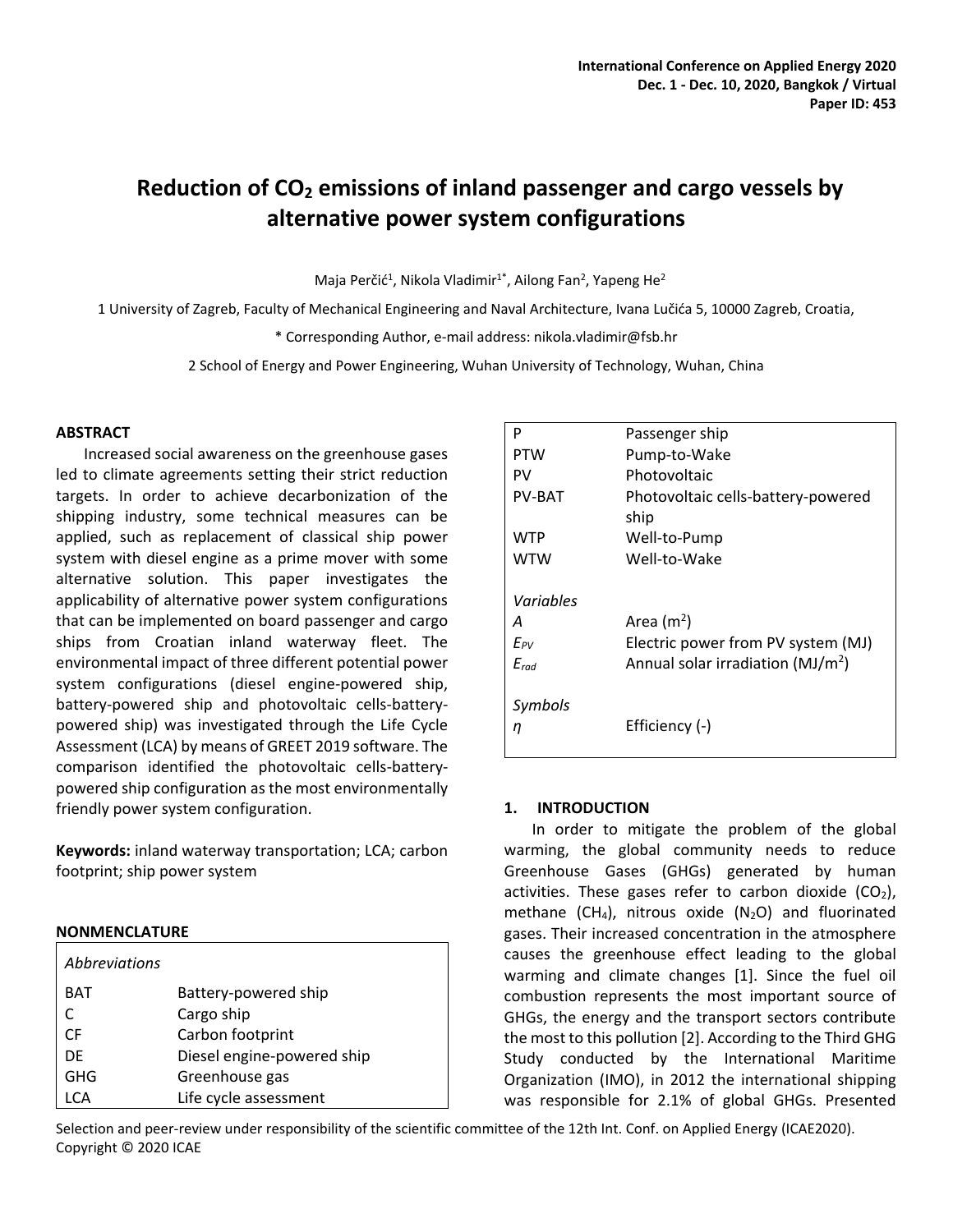# Reduction of $CO_2$ emissions of inland passenger and cargo vessels by alternative power system configurations

Maja Perčić[1], Nikola Vladimir[1*], Ailong Fan[2], Yapeng He[2]

1 University of Zagreb, Faculty of Mechanical Engineering and Naval Architecture, Ivana Lučića 5, 10000 Zagreb, Croatia,

\* Corresponding Author, e-mail address: nikola.vladimir@fsb.hr

2 School of Energy and Power Engineering, Wuhan University of Technology, Wuhan, China

## ABSTRACT

Increased social awareness on the greenhouse gases led to climate agreements setting their strict reduction targets. In order to achieve decarbonization of the shipping industry, some technical measures can be applied, such as replacement of classical ship power system with diesel engine as a prime mover with some alternative solution. This paper investigates the applicability of alternative power system configurations that can be implemented on board passenger and cargo ships from Croatian inland waterway fleet. The environmental impact of three different potential power system configurations (diesel engine-powered ship, battery-powered ship and photovoltaic cells-battery-powered ship) was investigated through the Life Cycle Assessment (LCA) by means of GREET 2019 software. The comparison identified the photovoltaic cells-battery-powered ship configuration as the most environmentally friendly power system configuration.

**Keywords:** inland waterway transportation; LCA; carbon footprint; ship power system

## NONMENCLATURE

| *Abbreviations* | |
|---|---|
| BAT | Battery-powered ship |
| C | Cargo ship |
| CF | Carbon footprint |
| DE | Diesel engine-powered ship |
| GHG | Greenhouse gas |
| LCA | Life cycle assessment |
| P | Passenger ship |
| PTW | Pump-to-Wake |
| PV | Photovoltaic |
| PV-BAT | Photovoltaic cells-battery-powered ship |
| WTP | Well-to-Pump |
| WTW | Well-to-Wake |
| *Variables* | |
| $A$ | Area ($m^2$) |
| $E_{PV}$ | Electric power from PV system (MJ) |
| $E_{rad}$ | Annual solar irradiation ($MJ/m^2$) |
| *Symbols* | |
| $\eta$ | Efficiency (-) |

## 1. INTRODUCTION

In order to mitigate the problem of the global warming, the global community needs to reduce Greenhouse Gases (GHGs) generated by human activities. These gases refer to carbon dioxide ($CO_2$), methane ($CH_4$), nitrous oxide ($N_2O$) and fluorinated gases. Their increased concentration in the atmosphere causes the greenhouse effect leading to the global warming and climate changes [1]. Since the fuel oil combustion represents the most important source of GHGs, the energy and the transport sectors contribute the most to this pollution [2]. According to the Third GHG Study conducted by the International Maritime Organization (IMO), in 2012 the international shipping was responsible for 2.1% of global GHGs. Presented

Selection and peer-review under responsibility of the scientific committee of the 12th Int. Conf. on Applied Energy (ICAE2020).
Copyright © 2020 ICAE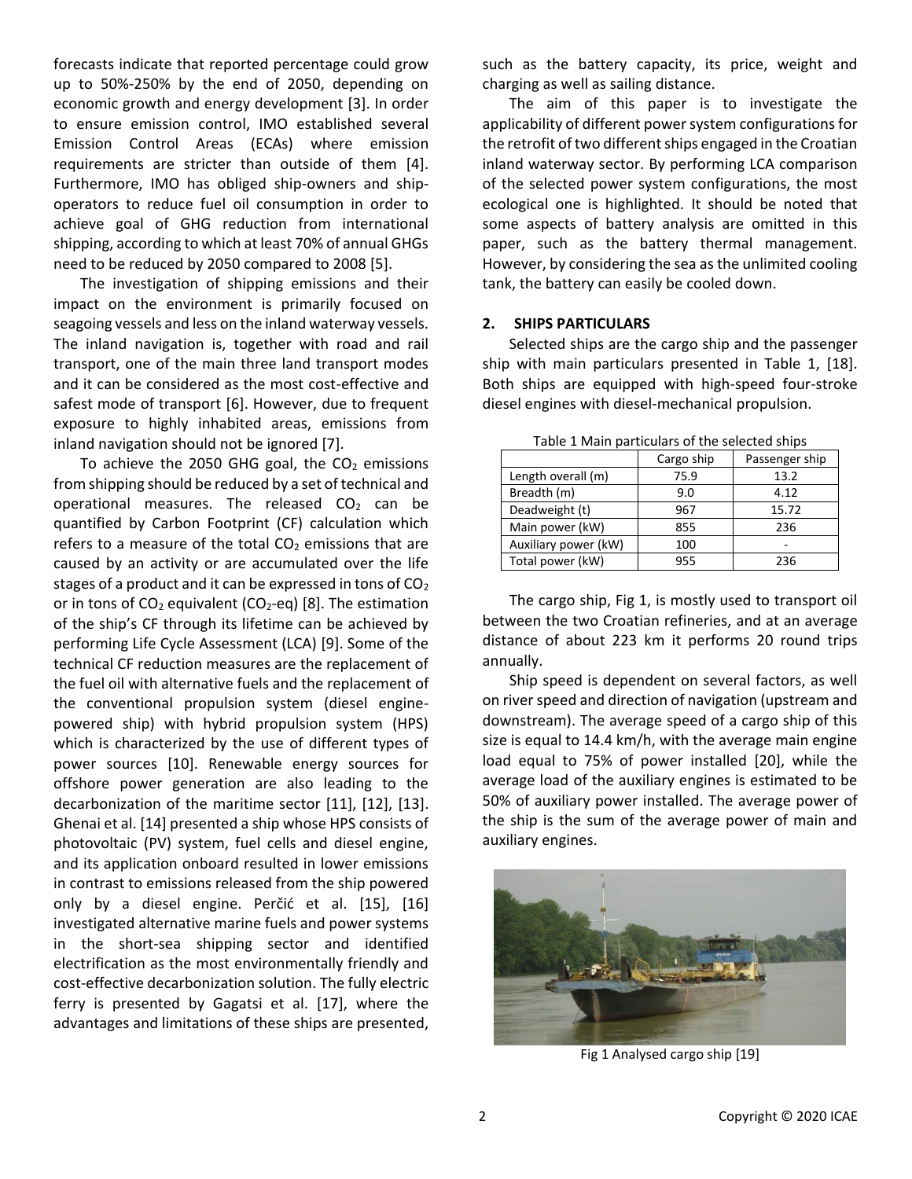forecasts indicate that reported percentage could grow up to 50%-250% by the end of 2050, depending on economic growth and energy development [3]. In order to ensure emission control, IMO established several Emission Control Areas (ECAs) where emission requirements are stricter than outside of them [4]. Furthermore, IMO has obliged ship-owners and ship-operators to reduce fuel oil consumption in order to achieve goal of GHG reduction from international shipping, according to which at least 70% of annual GHGs need to be reduced by 2050 compared to 2008 [5].

The investigation of shipping emissions and their impact on the environment is primarily focused on seagoing vessels and less on the inland waterway vessels. The inland navigation is, together with road and rail transport, one of the main three land transport modes and it can be considered as the most cost-effective and safest mode of transport [6]. However, due to frequent exposure to highly inhabited areas, emissions from inland navigation should not be ignored [7].

To achieve the 2050 GHG goal, the $CO_2$ emissions from shipping should be reduced by a set of technical and operational measures. The released $CO_2$ can be quantified by Carbon Footprint (CF) calculation which refers to a measure of the total $CO_2$ emissions that are caused by an activity or are accumulated over the life stages of a product and it can be expressed in tons of $CO_2$ or in tons of $CO_2$ equivalent ($CO_2$-eq) [8]. The estimation of the ship's CF through its lifetime can be achieved by performing Life Cycle Assessment (LCA) [9]. Some of the technical CF reduction measures are the replacement of the fuel oil with alternative fuels and the replacement of the conventional propulsion system (diesel engine-powered ship) with hybrid propulsion system (HPS) which is characterized by the use of different types of power sources [10]. Renewable energy sources for offshore power generation are also leading to the decarbonization of the maritime sector [11], [12], [13]. Ghenai et al. [14] presented a ship whose HPS consists of photovoltaic (PV) system, fuel cells and diesel engine, and its application onboard resulted in lower emissions in contrast to emissions released from the ship powered only by a diesel engine. Perčić et al. [15], [16] investigated alternative marine fuels and power systems in the short-sea shipping sector and identified electrification as the most environmentally friendly and cost-effective decarbonization solution. The fully electric ferry is presented by Gagatsi et al. [17], where the advantages and limitations of these ships are presented, such as the battery capacity, its price, weight and charging as well as sailing distance.

The aim of this paper is to investigate the applicability of different power system configurations for the retrofit of two different ships engaged in the Croatian inland waterway sector. By performing LCA comparison of the selected power system configurations, the most ecological one is highlighted. It should be noted that some aspects of battery analysis are omitted in this paper, such as the battery thermal management. However, by considering the sea as the unlimited cooling tank, the battery can easily be cooled down.

## 2. SHIPS PARTICULARS

Selected ships are the cargo ship and the passenger ship with main particulars presented in Table 1, [18]. Both ships are equipped with high-speed four-stroke diesel engines with diesel-mechanical propulsion.

Table 1 Main particulars of the selected ships

| | Cargo ship | Passenger ship |
|---|---|---|
| Length overall (m) | 75.9 | 13.2 |
| Breadth (m) | 9.0 | 4.12 |
| Deadweight (t) | 967 | 15.72 |
| Main power (kW) | 855 | 236 |
| Auxiliary power (kW) | 100 | - |
| Total power (kW) | 955 | 236 |

The cargo ship, Fig 1, is mostly used to transport oil between the two Croatian refineries, and at an average distance of about 223 km it performs 20 round trips annually.

Ship speed is dependent on several factors, as well on river speed and direction of navigation (upstream and downstream). The average speed of a cargo ship of this size is equal to 14.4 km/h, with the average main engine load equal to 75% of power installed [20], while the average load of the auxiliary engines is estimated to be 50% of auxiliary power installed. The average power of the ship is the sum of the average power of main and auxiliary engines.

Fig 1 Analysed cargo ship [19]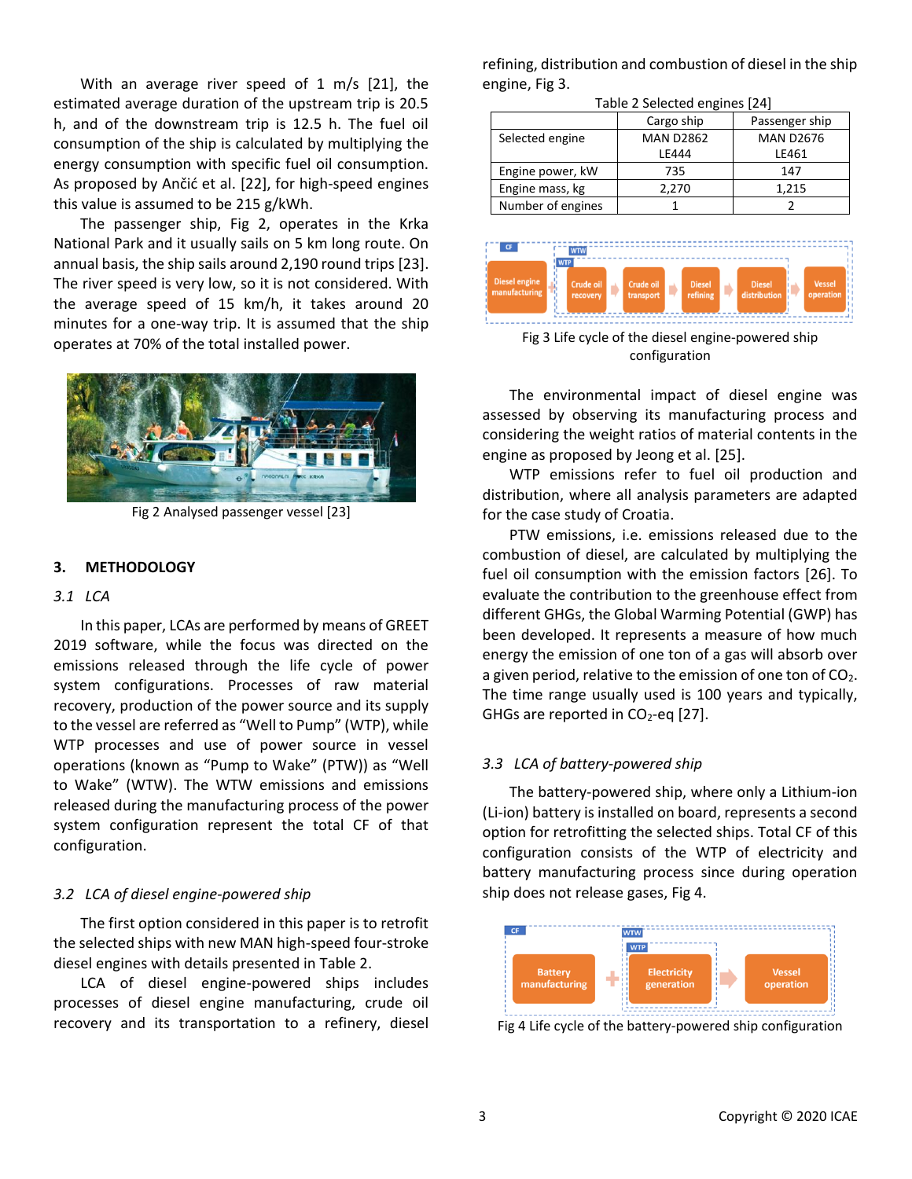With an average river speed of 1 m/s [21], the estimated average duration of the upstream trip is 20.5 h, and of the downstream trip is 12.5 h. The fuel oil consumption of the ship is calculated by multiplying the energy consumption with specific fuel oil consumption. As proposed by Ančić et al. [22], for high-speed engines this value is assumed to be 215 g/kWh.

The passenger ship, Fig 2, operates in the Krka National Park and it usually sails on 5 km long route. On annual basis, the ship sails around 2,190 round trips [23]. The river speed is very low, so it is not considered. With the average speed of 15 km/h, it takes around 20 minutes for a one-way trip. It is assumed that the ship operates at 70% of the total installed power.

Fig 2 Analysed passenger vessel [23]

## 3. METHODOLOGY

### 3.1 LCA

In this paper, LCAs are performed by means of GREET 2019 software, while the focus was directed on the emissions released through the life cycle of power system configurations. Processes of raw material recovery, production of the power source and its supply to the vessel are referred as "Well to Pump" (WTP), while WTP processes and use of power source in vessel operations (known as "Pump to Wake" (PTW)) as "Well to Wake" (WTW). The WTW emissions and emissions released during the manufacturing process of the power system configuration represent the total CF of that configuration.

### 3.2 LCA of diesel engine-powered ship

The first option considered in this paper is to retrofit the selected ships with new MAN high-speed four-stroke diesel engines with details presented in Table 2.

LCA of diesel engine-powered ships includes processes of diesel engine manufacturing, crude oil recovery and its transportation to a refinery, diesel refining, distribution and combustion of diesel in the ship engine, Fig 3.

Table 2 Selected engines [24]

| | Cargo ship | Passenger ship |
|---|---|---|
| Selected engine | MAN D2862 LE444 | MAN D2676 LE461 |
| Engine power, kW | 735 | 147 |
| Engine mass, kg | 2,270 | 1,215 |
| Number of engines | 1 | 2 |

CF | WTW | WTP
Diesel engine manufacturing + Crude oil recovery → Crude oil transport → Diesel refining → Diesel distribution → Vessel operation

Fig 3 Life cycle of the diesel engine-powered ship configuration

The environmental impact of diesel engine was assessed by observing its manufacturing process and considering the weight ratios of material contents in the engine as proposed by Jeong et al. [25].

WTP emissions refer to fuel oil production and distribution, where all analysis parameters are adapted for the case study of Croatia.

PTW emissions, i.e. emissions released due to the combustion of diesel, are calculated by multiplying the fuel oil consumption with the emission factors [26]. To evaluate the contribution to the greenhouse effect from different GHGs, the Global Warming Potential (GWP) has been developed. It represents a measure of how much energy the emission of one ton of a gas will absorb over a given period, relative to the emission of one ton of $CO_2$. The time range usually used is 100 years and typically, GHGs are reported in $CO_2$-eq [27].

### 3.3 LCA of battery-powered ship

The battery-powered ship, where only a Lithium-ion (Li-ion) battery is installed on board, represents a second option for retrofitting the selected ships. Total CF of this configuration consists of the WTP of electricity and battery manufacturing process since during operation ship does not release gases, Fig 4.

CF | WTW | WTP
Battery manufacturing + Electricity generation → Vessel operation

Fig 4 Life cycle of the battery-powered ship configuration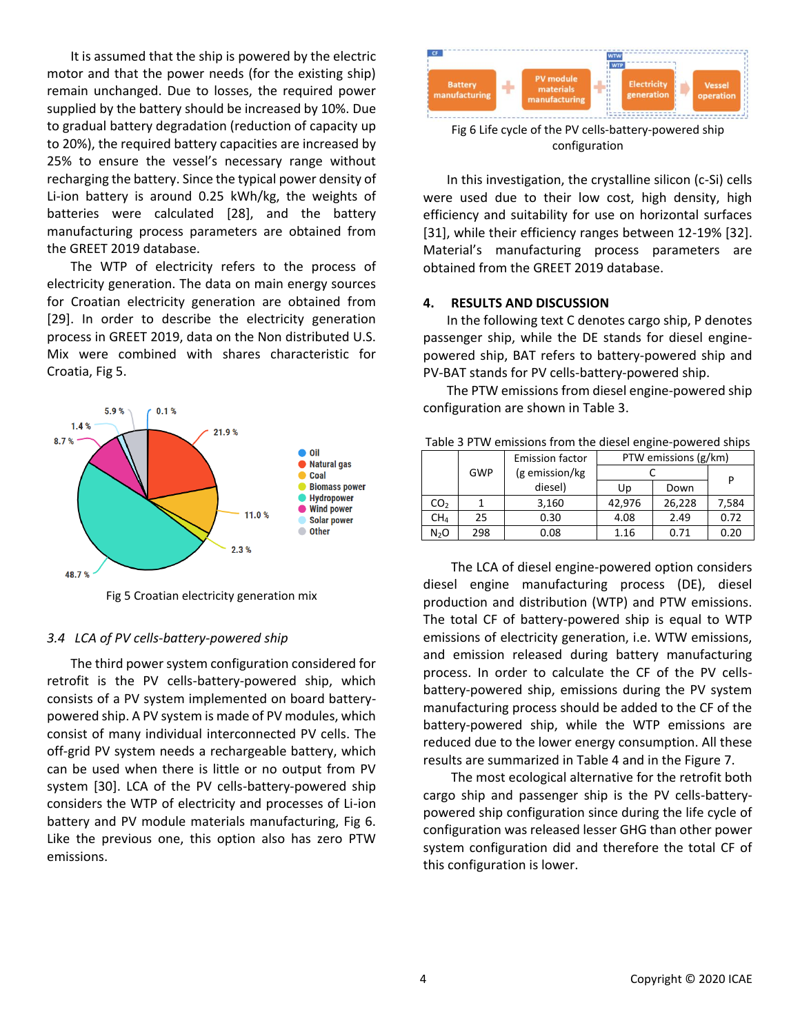It is assumed that the ship is powered by the electric motor and that the power needs (for the existing ship) remain unchanged. Due to losses, the required power supplied by the battery should be increased by 10%. Due to gradual battery degradation (reduction of capacity up to 20%), the required battery capacities are increased by 25% to ensure the vessel's necessary range without recharging the battery. Since the typical power density of Li-ion battery is around 0.25 kWh/kg, the weights of batteries were calculated [28], and the battery manufacturing process parameters are obtained from the GREET 2019 database.

The WTP of electricity refers to the process of electricity generation. The data on main energy sources for Croatian electricity generation are obtained from [29]. In order to describe the electricity generation process in GREET 2019, data on the Non distributed U.S. Mix were combined with shares characteristic for Croatia, Fig 5.

Fig 5 Croatian electricity generation mix

### 3.4 LCA of PV cells-battery-powered ship

The third power system configuration considered for retrofit is the PV cells-battery-powered ship, which consists of a PV system implemented on board battery-powered ship. A PV system is made of PV modules, which consist of many individual interconnected PV cells. The off-grid PV system needs a rechargeable battery, which can be used when there is little or no output from PV system [30]. LCA of the PV cells-battery-powered ship considers the WTP of electricity and processes of Li-ion battery and PV module materials manufacturing, Fig 6. Like the previous one, this option also has zero PTW emissions.

Fig 6 Life cycle of the PV cells-battery-powered ship configuration

In this investigation, the crystalline silicon (c-Si) cells were used due to their low cost, high density, high efficiency and suitability for use on horizontal surfaces [31], while their efficiency ranges between 12-19% [32]. Material's manufacturing process parameters are obtained from the GREET 2019 database.

## 4. RESULTS AND DISCUSSION

In the following text C denotes cargo ship, P denotes passenger ship, while the DE stands for diesel engine-powered ship, BAT refers to battery-powered ship and PV-BAT stands for PV cells-battery-powered ship.

The PTW emissions from diesel engine-powered ship configuration are shown in Table 3.

Table 3 PTW emissions from the diesel engine-powered ships

| | GWP | Emission factor (g emission/kg diesel) | PTW emissions (g/km) | | |
|---|---|---|---|---|---|
| | | | C | | P |
| | | | Up | Down | |
| $CO_2$ | 1 | 3,160 | 42,976 | 26,228 | 7,584 |
| $CH_4$ | 25 | 0.30 | 4.08 | 2.49 | 0.72 |
| $N_2O$ | 298 | 0.08 | 1.16 | 0.71 | 0.20 |

The LCA of diesel engine-powered option considers diesel engine manufacturing process (DE), diesel production and distribution (WTP) and PTW emissions. The total CF of battery-powered ship is equal to WTP emissions of electricity generation, i.e. WTW emissions, and emission released during battery manufacturing process. In order to calculate the CF of the PV cells-battery-powered ship, emissions during the PV system manufacturing process should be added to the CF of the battery-powered ship, while the WTP emissions are reduced due to the lower energy consumption. All these results are summarized in Table 4 and in the Figure 7.

The most ecological alternative for the retrofit both cargo ship and passenger ship is the PV cells-battery-powered ship configuration since during the life cycle of configuration was released lesser GHG than other power system configuration did and therefore the total CF of this configuration is lower.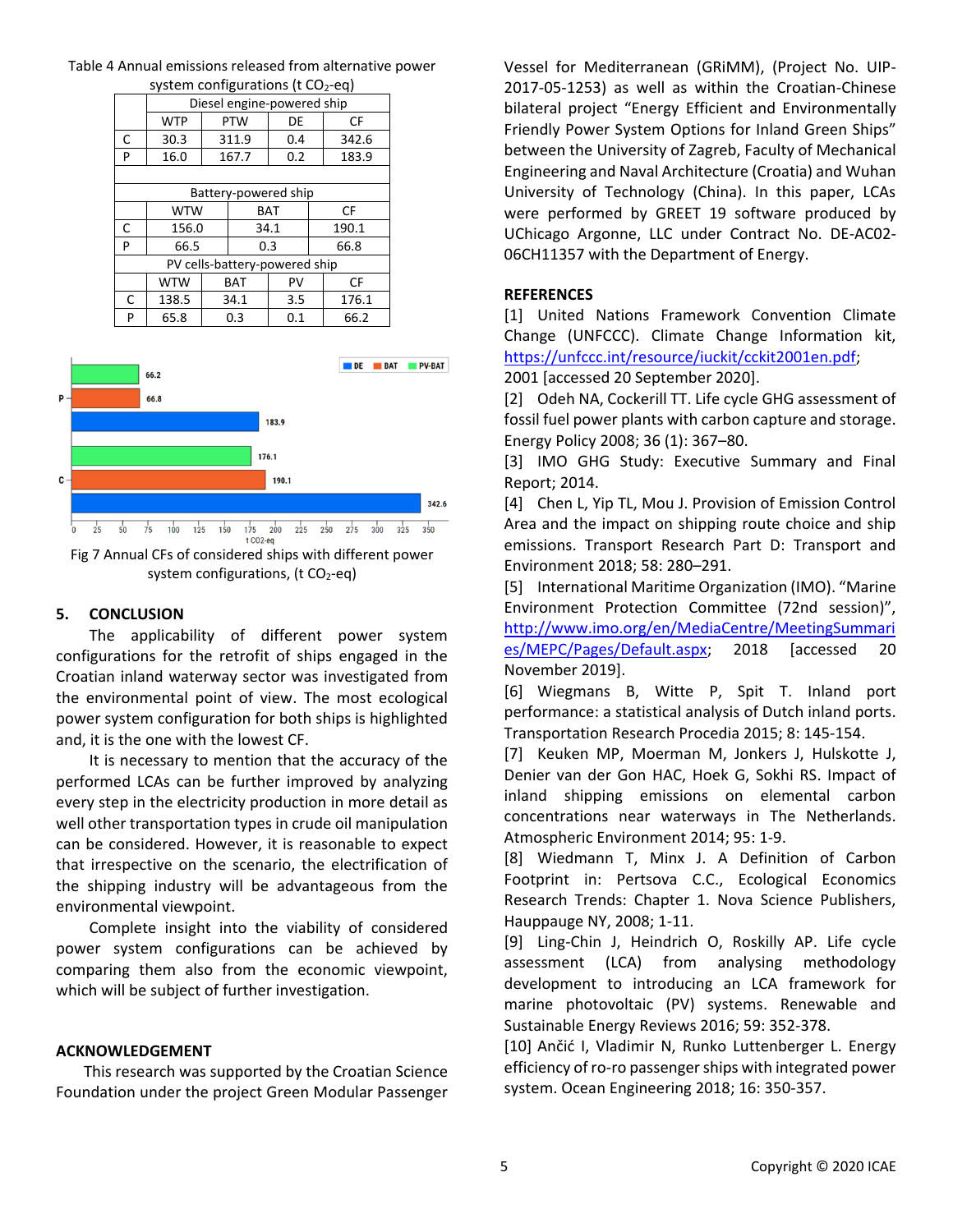Table 4 Annual emissions released from alternative power system configurations (t $CO_2$-eq)

| | Diesel engine-powered ship | | | |
|---|---|---|---|---|
| | WTP | PTW | DE | CF |
| C | 30.3 | 311.9 | 0.4 | 342.6 |
| P | 16.0 | 167.7 | 0.2 | 183.9 |

| | Battery-powered ship | | |
|---|---|---|---|
| | WTW | BAT | CF |
| C | 156.0 | 34.1 | 190.1 |
| P | 66.5 | 0.3 | 66.8 |

| | PV cells-battery-powered ship | | | |
|---|---|---|---|---|
| | WTW | BAT | PV | CF |
| C | 138.5 | 34.1 | 3.5 | 176.1 |
| P | 65.8 | 0.3 | 0.1 | 66.2 |

Fig 7 Annual CFs of considered ships with different power system configurations, (t $CO_2$-eq)

## 5. CONCLUSION

The applicability of different power system configurations for the retrofit of ships engaged in the Croatian inland waterway sector was investigated from the environmental point of view. The most ecological power system configuration for both ships is highlighted and, it is the one with the lowest CF.

It is necessary to mention that the accuracy of the performed LCAs can be further improved by analyzing every step in the electricity production in more detail as well other transportation types in crude oil manipulation can be considered. However, it is reasonable to expect that irrespective on the scenario, the electrification of the shipping industry will be advantageous from the environmental viewpoint.

Complete insight into the viability of considered power system configurations can be achieved by comparing them also from the economic viewpoint, which will be subject of further investigation.

## ACKNOWLEDGEMENT

This research was supported by the Croatian Science Foundation under the project Green Modular Passenger Vessel for Mediterranean (GRiMM), (Project No. UIP-2017-05-1253) as well as within the Croatian-Chinese bilateral project "Energy Efficient and Environmentally Friendly Power System Options for Inland Green Ships" between the University of Zagreb, Faculty of Mechanical Engineering and Naval Architecture (Croatia) and Wuhan University of Technology (China). In this paper, LCAs were performed by GREET 19 software produced by UChicago Argonne, LLC under Contract No. DE-AC02-06CH11357 with the Department of Energy.

## REFERENCES

[1] United Nations Framework Convention Climate Change (UNFCCC). Climate Change Information kit, https://unfccc.int/resource/iuckit/cckit2001en.pdf; 2001 [accessed 20 September 2020].

[2] Odeh NA, Cockerill TT. Life cycle GHG assessment of fossil fuel power plants with carbon capture and storage. Energy Policy 2008; 36 (1): 367–80.

[3] IMO GHG Study: Executive Summary and Final Report; 2014.

[4] Chen L, Yip TL, Mou J. Provision of Emission Control Area and the impact on shipping route choice and ship emissions. Transport Research Part D: Transport and Environment 2018; 58: 280–291.

[5] International Maritime Organization (IMO). "Marine Environment Protection Committee (72nd session)", http://www.imo.org/en/MediaCentre/MeetingSummaries/MEPC/Pages/Default.aspx; 2018 [accessed 20 November 2019].

[6] Wiegmans B, Witte P, Spit T. Inland port performance: a statistical analysis of Dutch inland ports. Transportation Research Procedia 2015; 8: 145-154.

[7] Keuken MP, Moerman M, Jonkers J, Hulskotte J, Denier van der Gon HAC, Hoek G, Sokhi RS. Impact of inland shipping emissions on elemental carbon concentrations near waterways in The Netherlands. Atmospheric Environment 2014; 95: 1-9.

[8] Wiedmann T, Minx J. A Definition of Carbon Footprint in: Pertsova C.C., Ecological Economics Research Trends: Chapter 1. Nova Science Publishers, Hauppauge NY, 2008; 1-11.

[9] Ling-Chin J, Heindrich O, Roskilly AP. Life cycle assessment (LCA) from analysing methodology development to introducing an LCA framework for marine photovoltaic (PV) systems. Renewable and Sustainable Energy Reviews 2016; 59: 352-378.

[10] Ančić I, Vladimir N, Runko Luttenberger L. Energy efficiency of ro-ro passenger ships with integrated power system. Ocean Engineering 2018; 16: 350-357.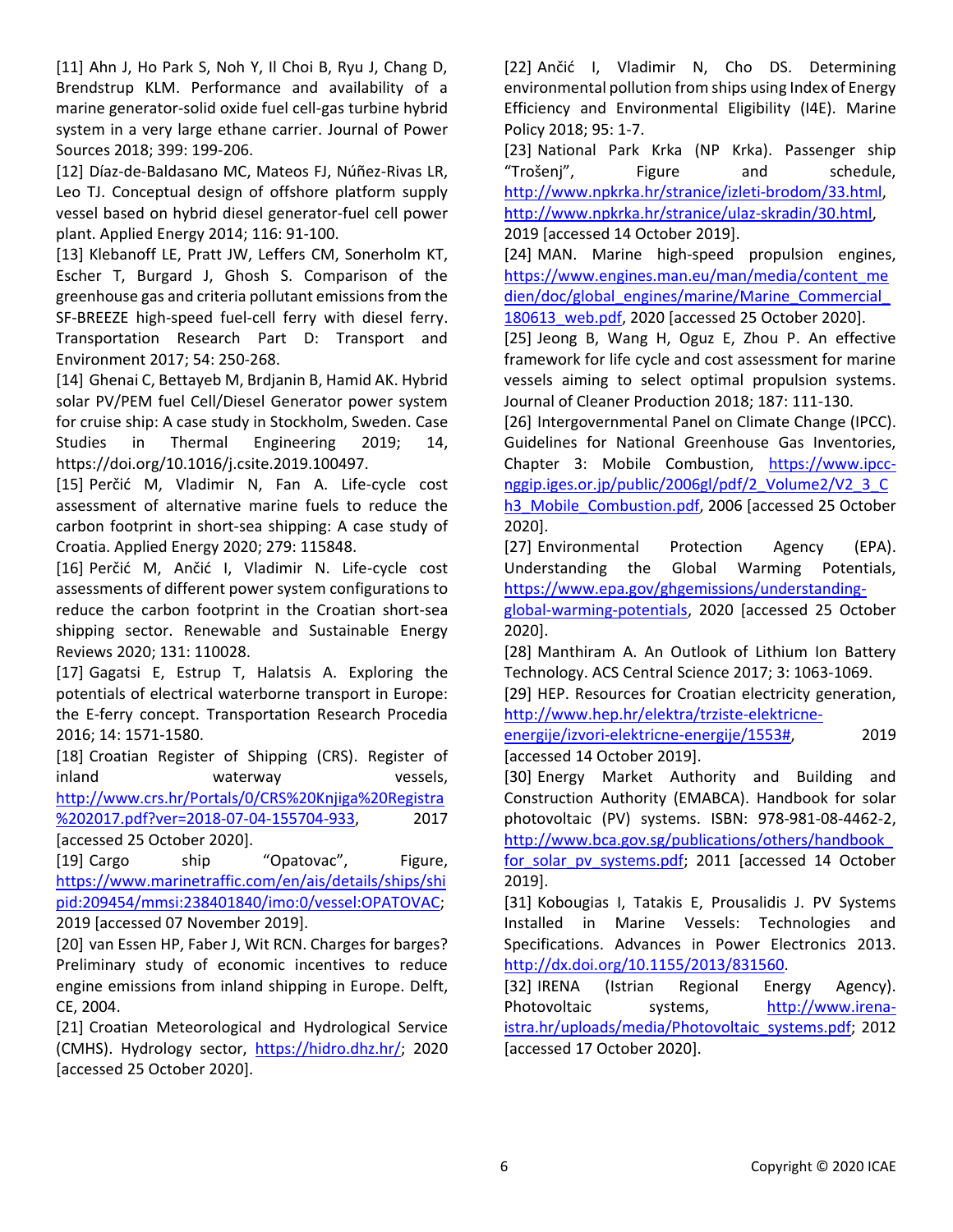[11] Ahn J, Ho Park S, Noh Y, Il Choi B, Ryu J, Chang D, Brendstrup KLM. Performance and availability of a marine generator-solid oxide fuel cell-gas turbine hybrid system in a very large ethane carrier. Journal of Power Sources 2018; 399: 199-206.

[12] Díaz-de-Baldasano MC, Mateos FJ, Núñez-Rivas LR, Leo TJ. Conceptual design of offshore platform supply vessel based on hybrid diesel generator-fuel cell power plant. Applied Energy 2014; 116: 91-100.

[13] Klebanoff LE, Pratt JW, Leffers CM, Sonerholm KT, Escher T, Burgard J, Ghosh S. Comparison of the greenhouse gas and criteria pollutant emissions from the SF-BREEZE high-speed fuel-cell ferry with diesel ferry. Transportation Research Part D: Transport and Environment 2017; 54: 250-268.

[14] Ghenai C, Bettayeb M, Brdjanin B, Hamid AK. Hybrid solar PV/PEM fuel Cell/Diesel Generator power system for cruise ship: A case study in Stockholm, Sweden. Case Studies in Thermal Engineering 2019; 14, https://doi.org/10.1016/j.csite.2019.100497.

[15] Perčić M, Vladimir N, Fan A. Life-cycle cost assessment of alternative marine fuels to reduce the carbon footprint in short-sea shipping: A case study of Croatia. Applied Energy 2020; 279: 115848.

[16] Perčić M, Ančić I, Vladimir N. Life-cycle cost assessments of different power system configurations to reduce the carbon footprint in the Croatian short-sea shipping sector. Renewable and Sustainable Energy Reviews 2020; 131: 110028.

[17] Gagatsi E, Estrup T, Halatsis A. Exploring the potentials of electrical waterborne transport in Europe: the E-ferry concept. Transportation Research Procedia 2016; 14: 1571-1580.

[18] Croatian Register of Shipping (CRS). Register of inland waterway vessels, http://www.crs.hr/Portals/0/CRS%20Knjiga%20Registra%202017.pdf?ver=2018-07-04-155704-933, 2017 [accessed 25 October 2020].

[19] Cargo ship "Opatovac", Figure, https://www.marinetraffic.com/en/ais/details/ships/shipid:209454/mmsi:238401840/imo:0/vessel:OPATOVAC; 2019 [accessed 07 November 2019].

[20] van Essen HP, Faber J, Wit RCN. Charges for barges? Preliminary study of economic incentives to reduce engine emissions from inland shipping in Europe. Delft, CE, 2004.

[21] Croatian Meteorological and Hydrological Service (CMHS). Hydrology sector, https://hidro.dhz.hr/; 2020 [accessed 25 October 2020].

[22] Ančić I, Vladimir N, Cho DS. Determining environmental pollution from ships using Index of Energy Efficiency and Environmental Eligibility (I4E). Marine Policy 2018; 95: 1-7.

[23] National Park Krka (NP Krka). Passenger ship "Trošenj", Figure and schedule, http://www.npkrka.hr/stranice/izleti-brodom/33.html, http://www.npkrka.hr/stranice/ulaz-skradin/30.html, 2019 [accessed 14 October 2019].

[24] MAN. Marine high-speed propulsion engines, https://www.engines.man.eu/man/media/content_medien/doc/global_engines/marine/Marine_Commercial_180613_web.pdf, 2020 [accessed 25 October 2020].

[25] Jeong B, Wang H, Oguz E, Zhou P. An effective framework for life cycle and cost assessment for marine vessels aiming to select optimal propulsion systems. Journal of Cleaner Production 2018; 187: 111-130.

[26] Intergovernmental Panel on Climate Change (IPCC). Guidelines for National Greenhouse Gas Inventories, Chapter 3: Mobile Combustion, https://www.ipcc-nggip.iges.or.jp/public/2006gl/pdf/2_Volume2/V2_3_Ch3_Mobile_Combustion.pdf, 2006 [accessed 25 October 2020].

[27] Environmental Protection Agency (EPA). Understanding the Global Warming Potentials, https://www.epa.gov/ghgemissions/understanding-global-warming-potentials, 2020 [accessed 25 October 2020].

[28] Manthiram A. An Outlook of Lithium Ion Battery Technology. ACS Central Science 2017; 3: 1063-1069.

[29] HEP. Resources for Croatian electricity generation, http://www.hep.hr/elektra/trziste-elektricne-energije/izvori-elektricne-energije/1553#, 2019 [accessed 14 October 2019].

[30] Energy Market Authority and Building and Construction Authority (EMABCA). Handbook for solar photovoltaic (PV) systems. ISBN: 978-981-08-4462-2, http://www.bca.gov.sg/publications/others/handbook_for_solar_pv_systems.pdf; 2011 [accessed 14 October 2019].

[31] Kobougias I, Tatakis E, Prousalidis J. PV Systems Installed in Marine Vessels: Technologies and Specifications. Advances in Power Electronics 2013. http://dx.doi.org/10.1155/2013/831560.

[32] IRENA (Istrian Regional Energy Agency). Photovoltaic systems, http://www.irena-istra.hr/uploads/media/Photovoltaic_systems.pdf; 2012 [accessed 17 October 2020].

Copyright © 2020 ICAE